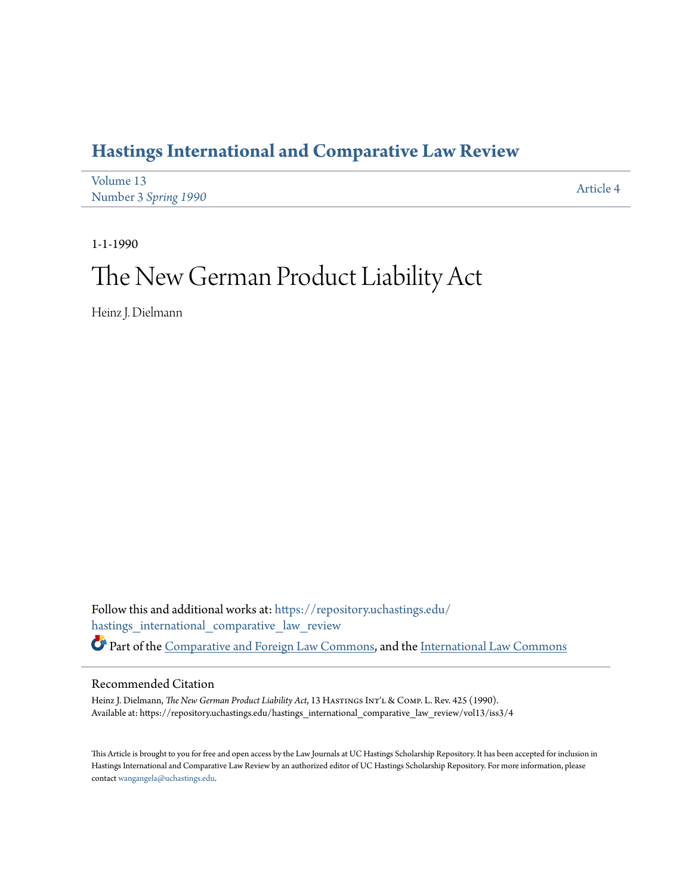# Hastings International and Comparative Law Review

Volume 13
Number 3 *Spring 1990*

Article 4

1-1-1990

# The New German Product Liability Act

Heinz J. Dielmann

Follow this and additional works at: https://repository.uchastings.edu/hastings_international_comparative_law_review

Part of the Comparative and Foreign Law Commons, and the International Law Commons

## Recommended Citation

Heinz J. Dielmann, *The New German Product Liability Act*, 13 Hastings Int'l & Comp. L. Rev. 425 (1990).
Available at: https://repository.uchastings.edu/hastings_international_comparative_law_review/vol13/iss3/4

This Article is brought to you for free and open access by the Law Journals at UC Hastings Scholarship Repository. It has been accepted for inclusion in Hastings International and Comparative Law Review by an authorized editor of UC Hastings Scholarship Repository. For more information, please contact wangangela@uchastings.edu.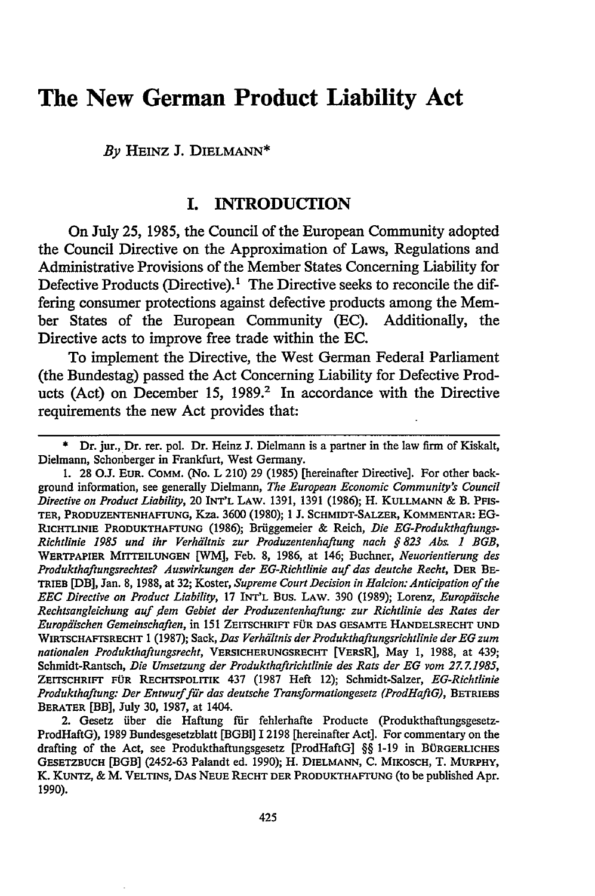# The New German Product Liability Act

*By* HEINZ J. DIELMANN*

## I. INTRODUCTION

On July 25, 1985, the Council of the European Community adopted the Council Directive on the Approximation of Laws, Regulations and Administrative Provisions of the Member States Concerning Liability for Defective Products (Directive).[1] The Directive seeks to reconcile the differing consumer protections against defective products among the Member States of the European Community (EC). Additionally, the Directive acts to improve free trade within the EC.

To implement the Directive, the West German Federal Parliament (the Bundestag) passed the Act Concerning Liability for Defective Products (Act) on December 15, 1989.[2] In accordance with the Directive requirements the new Act provides that:

---

\* Dr. jur., Dr. rer. pol. Dr. Heinz J. Dielmann is a partner in the law firm of Kiskalt, Dielmann, Schonberger in Frankfurt, West Germany.

1. 28 O.J. EUR. COMM. (No. L 210) 29 (1985) [hereinafter Directive]. For other background information, see generally Dielmann, *The European Economic Community's Council Directive on Product Liability*, 20 INT'L LAW. 1391, 1391 (1986); H. KULLMANN & B. PFISTER, PRODUZENTENHAFTUNG, Kza. 3600 (1980); 1 J. SCHMIDT-SALZER, KOMMENTAR: EG-RICHTLINIE PRODUKTHAFTUNG (1986); Brüggemeier & Reich, *Die EG-Produkthaftungs-Richtlinie 1985 und ihr Verhältnis zur Produzentenhaftung nach § 823 Abs. 1 BGB*, WERTPAPIER MITTEILUNGEN [WM], Feb. 8, 1986, at 146; Buchner, *Neuorientierung des Produkthaftungsrechtes? Auswirkungen der EG-Richtlinie auf das deutche Recht*, DER BETRIEB [DB], Jan. 8, 1988, at 32; Koster, *Supreme Court Decision in Halcion: Anticipation of the EEC Directive on Product Liability*, 17 INT'L BUS. LAW. 390 (1989); Lorenz, *Europäische Rechtsangleichung auf dem Gebiet der Produzentenhaftung: zur Richtlinie des Rates der Europäischen Gemeinschaften*, in 151 ZEITSCHRIFT FÜR DAS GESAMTE HANDELSRECHT UND WIRTSCHAFTSRECHT 1 (1987); Sack, *Das Verhältnis der Produkthaftungsrichtlinie der EG zum nationalen Produkthaftungsrecht*, VERSICHERUNGSRECHT [VERSR], May 1, 1988, at 439; Schmidt-Rantsch, *Die Umsetzung der Produkthaftrichtlinie des Rats der EG vom 27.7.1985*, ZEITSCHRIFT FÜR RECHTSPOLITIK 437 (1987 Heft 12); Schmidt-Salzer, *EG-Richtlinie Produkthaftung: Der Entwurf für das deutsche Transformationgesetz (ProdHaftG)*, BETRIEBS BERATER [BB], July 30, 1987, at 1404.

2. Gesetz über die Haftung für fehlerhafte Producte (Produkthaftungsgesetz-ProdHaftG), 1989 Bundesgesetzblatt [BGBl] I 2198 [hereinafter Act]. For commentary on the drafting of the Act, see Produkthaftungsgesetz [ProdHaftG] §§ 1-19 in BÜRGERLICHES GESETZBUCH [BGB] (2452-63 Palandt ed. 1990); H. DIELMANN, C. MIKOSCH, T. MURPHY, K. KUNTZ, & M. VELTINS, DAS NEUE RECHT DER PRODUKTHAFTUNG (to be published Apr. 1990).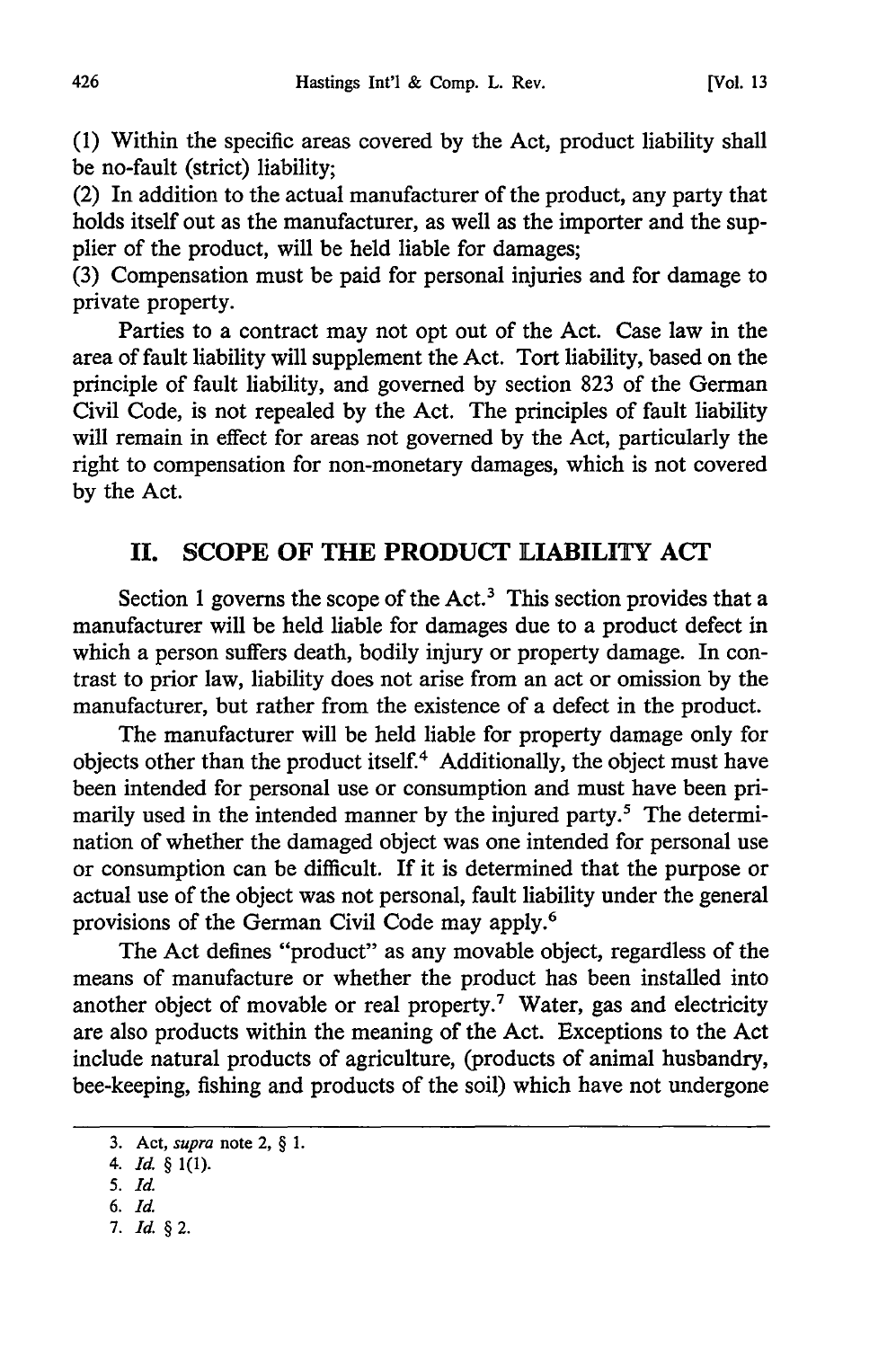(1) Within the specific areas covered by the Act, product liability shall be no-fault (strict) liability;
(2) In addition to the actual manufacturer of the product, any party that holds itself out as the manufacturer, as well as the importer and the supplier of the product, will be held liable for damages;
(3) Compensation must be paid for personal injuries and for damage to private property.

Parties to a contract may not opt out of the Act. Case law in the area of fault liability will supplement the Act. Tort liability, based on the principle of fault liability, and governed by section 823 of the German Civil Code, is not repealed by the Act. The principles of fault liability will remain in effect for areas not governed by the Act, particularly the right to compensation for non-monetary damages, which is not covered by the Act.

## II. SCOPE OF THE PRODUCT LIABILITY ACT

Section 1 governs the scope of the Act.[3] This section provides that a manufacturer will be held liable for damages due to a product defect in which a person suffers death, bodily injury or property damage. In contrast to prior law, liability does not arise from an act or omission by the manufacturer, but rather from the existence of a defect in the product.

The manufacturer will be held liable for property damage only for objects other than the product itself.[4] Additionally, the object must have been intended for personal use or consumption and must have been primarily used in the intended manner by the injured party.[5] The determination of whether the damaged object was one intended for personal use or consumption can be difficult. If it is determined that the purpose or actual use of the object was not personal, fault liability under the general provisions of the German Civil Code may apply.[6]

The Act defines "product" as any movable object, regardless of the means of manufacture or whether the product has been installed into another object of movable or real property.[7] Water, gas and electricity are also products within the meaning of the Act. Exceptions to the Act include natural products of agriculture, (products of animal husbandry, bee-keeping, fishing and products of the soil) which have not undergone

---

3. Act, *supra* note 2, § 1.
4. *Id.* § 1(1).
5. *Id.*
6. *Id.*
7. *Id.* § 2.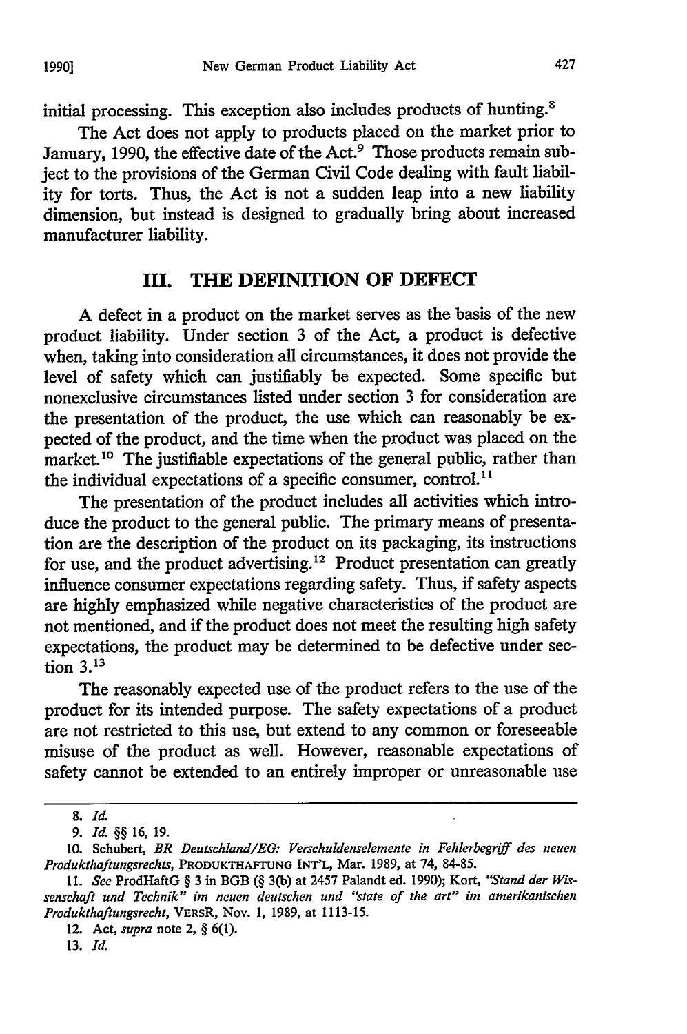initial processing. This exception also includes products of hunting.[8]

The Act does not apply to products placed on the market prior to January, 1990, the effective date of the Act.[9] Those products remain subject to the provisions of the German Civil Code dealing with fault liability for torts. Thus, the Act is not a sudden leap into a new liability dimension, but instead is designed to gradually bring about increased manufacturer liability.

## III. THE DEFINITION OF DEFECT

A defect in a product on the market serves as the basis of the new product liability. Under section 3 of the Act, a product is defective when, taking into consideration all circumstances, it does not provide the level of safety which can justifiably be expected. Some specific but nonexclusive circumstances listed under section 3 for consideration are the presentation of the product, the use which can reasonably be expected of the product, and the time when the product was placed on the market.[10] The justifiable expectations of the general public, rather than the individual expectations of a specific consumer, control.[11]

The presentation of the product includes all activities which introduce the product to the general public. The primary means of presentation are the description of the product on its packaging, its instructions for use, and the product advertising.[12] Product presentation can greatly influence consumer expectations regarding safety. Thus, if safety aspects are highly emphasized while negative characteristics of the product are not mentioned, and if the product does not meet the resulting high safety expectations, the product may be determined to be defective under section 3.[13]

The reasonably expected use of the product refers to the use of the product for its intended purpose. The safety expectations of a product are not restricted to this use, but extend to any common or foreseeable misuse of the product as well. However, reasonable expectations of safety cannot be extended to an entirely improper or unreasonable use

---

8. *Id.*

9. *Id.* §§ 16, 19.

10. Schubert, *BR Deutschland/EG: Verschuldenselemente in Fehlerbegriff des neuen Produkthaftungsrechts*, PRODUKTHAFTUNG INT'L, Mar. 1989, at 74, 84-85.

11. *See* ProdHaftG § 3 in BGB (§ 3(b) at 2457 Palandt ed. 1990); Kort, *"Stand der Wissenschaft und Technik" im neuen deutschen und "state of the art" im amerikanischen Produkthaftungsrecht*, VERSR, Nov. 1, 1989, at 1113-15.

12. Act, *supra* note 2, § 6(1).

13. *Id.*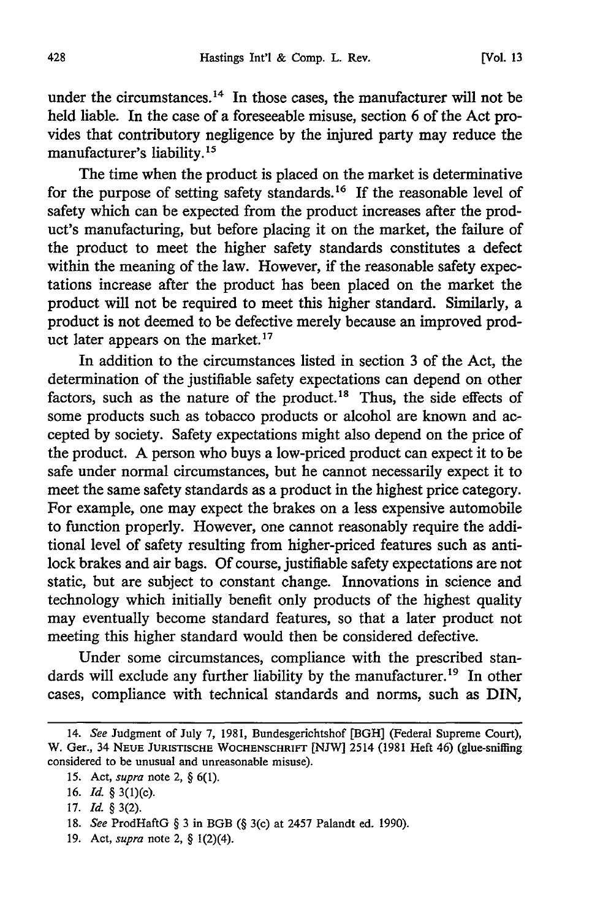under the circumstances.[14] In those cases, the manufacturer will not be held liable. In the case of a foreseeable misuse, section 6 of the Act provides that contributory negligence by the injured party may reduce the manufacturer's liability.[15]

The time when the product is placed on the market is determinative for the purpose of setting safety standards.[16] If the reasonable level of safety which can be expected from the product increases after the product's manufacturing, but before placing it on the market, the failure of the product to meet the higher safety standards constitutes a defect within the meaning of the law. However, if the reasonable safety expectations increase after the product has been placed on the market the product will not be required to meet this higher standard. Similarly, a product is not deemed to be defective merely because an improved product later appears on the market.[17]

In addition to the circumstances listed in section 3 of the Act, the determination of the justifiable safety expectations can depend on other factors, such as the nature of the product.[18] Thus, the side effects of some products such as tobacco products or alcohol are known and accepted by society. Safety expectations might also depend on the price of the product. A person who buys a low-priced product can expect it to be safe under normal circumstances, but he cannot necessarily expect it to meet the same safety standards as a product in the highest price category. For example, one may expect the brakes on a less expensive automobile to function properly. However, one cannot reasonably require the additional level of safety resulting from higher-priced features such as antilock brakes and air bags. Of course, justifiable safety expectations are not static, but are subject to constant change. Innovations in science and technology which initially benefit only products of the highest quality may eventually become standard features, so that a later product not meeting this higher standard would then be considered defective.

Under some circumstances, compliance with the prescribed standards will exclude any further liability by the manufacturer.[19] In other cases, compliance with technical standards and norms, such as DIN,

---

14. *See* Judgment of July 7, 1981, Bundesgerichtshof [BGH] (Federal Supreme Court), W. Ger., 34 NEUE JURISTISCHE WOCHENSCHRIFT [NJW] 2514 (1981 Heft 46) (glue-sniffing considered to be unusual and unreasonable misuse).

15. Act, *supra* note 2, § 6(1).

16. *Id.* § 3(1)(c).

17. *Id.* § 3(2).

18. *See* ProdHaftG § 3 in BGB (§ 3(c) at 2457 Palandt ed. 1990).

19. Act, *supra* note 2, § 1(2)(4).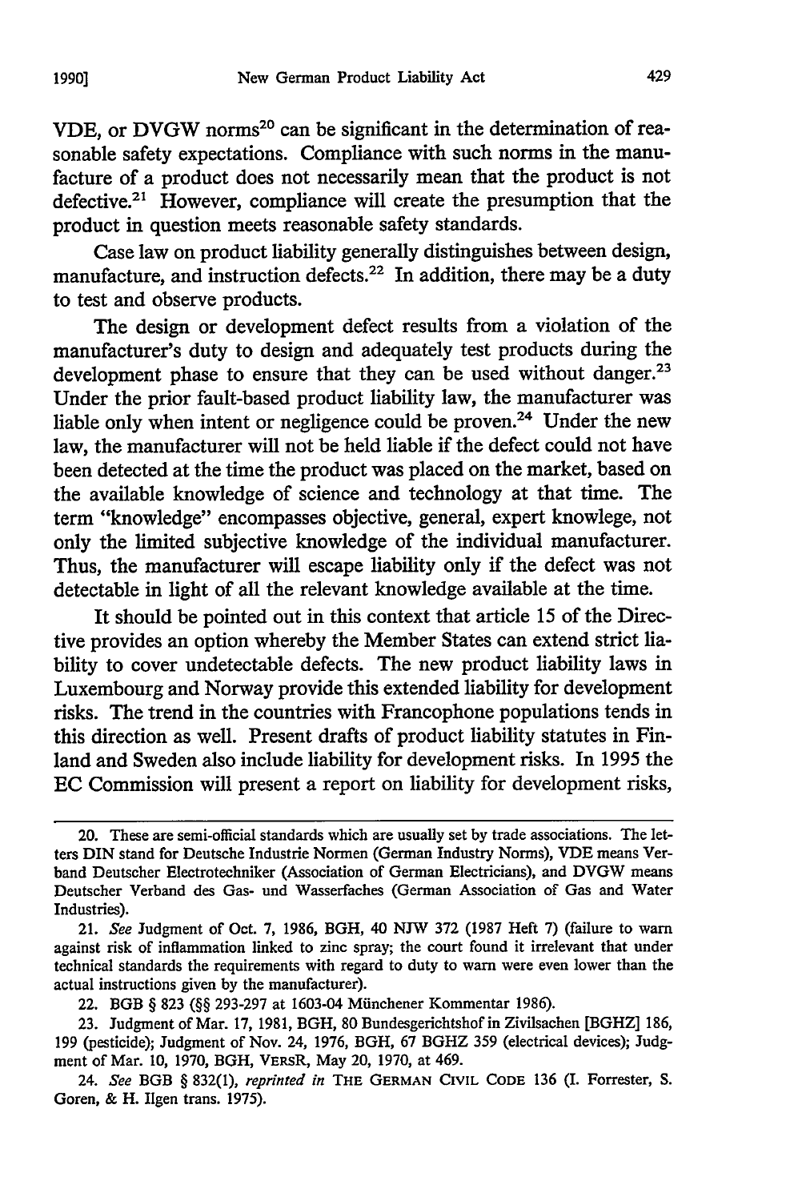VDE, or DVGW norms[20] can be significant in the determination of reasonable safety expectations. Compliance with such norms in the manufacture of a product does not necessarily mean that the product is not defective.[21] However, compliance will create the presumption that the product in question meets reasonable safety standards.

Case law on product liability generally distinguishes between design, manufacture, and instruction defects.[22] In addition, there may be a duty to test and observe products.

The design or development defect results from a violation of the manufacturer's duty to design and adequately test products during the development phase to ensure that they can be used without danger.[23] Under the prior fault-based product liability law, the manufacturer was liable only when intent or negligence could be proven.[24] Under the new law, the manufacturer will not be held liable if the defect could not have been detected at the time the product was placed on the market, based on the available knowledge of science and technology at that time. The term "knowledge" encompasses objective, general, expert knowlege, not only the limited subjective knowledge of the individual manufacturer. Thus, the manufacturer will escape liability only if the defect was not detectable in light of all the relevant knowledge available at the time.

It should be pointed out in this context that article 15 of the Directive provides an option whereby the Member States can extend strict liability to cover undetectable defects. The new product liability laws in Luxembourg and Norway provide this extended liability for development risks. The trend in the countries with Francophone populations tends in this direction as well. Present drafts of product liability statutes in Finland and Sweden also include liability for development risks. In 1995 the EC Commission will present a report on liability for development risks,

---

20. These are semi-official standards which are usually set by trade associations. The letters DIN stand for Deutsche Industrie Normen (German Industry Norms), VDE means Verband Deutscher Electrotechniker (Association of German Electricians), and DVGW means Deutscher Verband des Gas- und Wasserfaches (German Association of Gas and Water Industries).

21. *See* Judgment of Oct. 7, 1986, BGH, 40 NJW 372 (1987 Heft 7) (failure to warn against risk of inflammation linked to zinc spray; the court found it irrelevant that under technical standards the requirements with regard to duty to warn were even lower than the actual instructions given by the manufacturer).

22. BGB § 823 (§§ 293-297 at 1603-04 Münchener Kommentar 1986).

23. Judgment of Mar. 17, 1981, BGH, 80 Bundesgerichtshof in Zivilsachen [BGHZ] 186, 199 (pesticide); Judgment of Nov. 24, 1976, BGH, 67 BGHZ 359 (electrical devices); Judgment of Mar. 10, 1970, BGH, VersR, May 20, 1970, at 469.

24. *See* BGB § 832(1), *reprinted in* The German Civil Code 136 (I. Forrester, S. Goren, & H. Ilgen trans. 1975).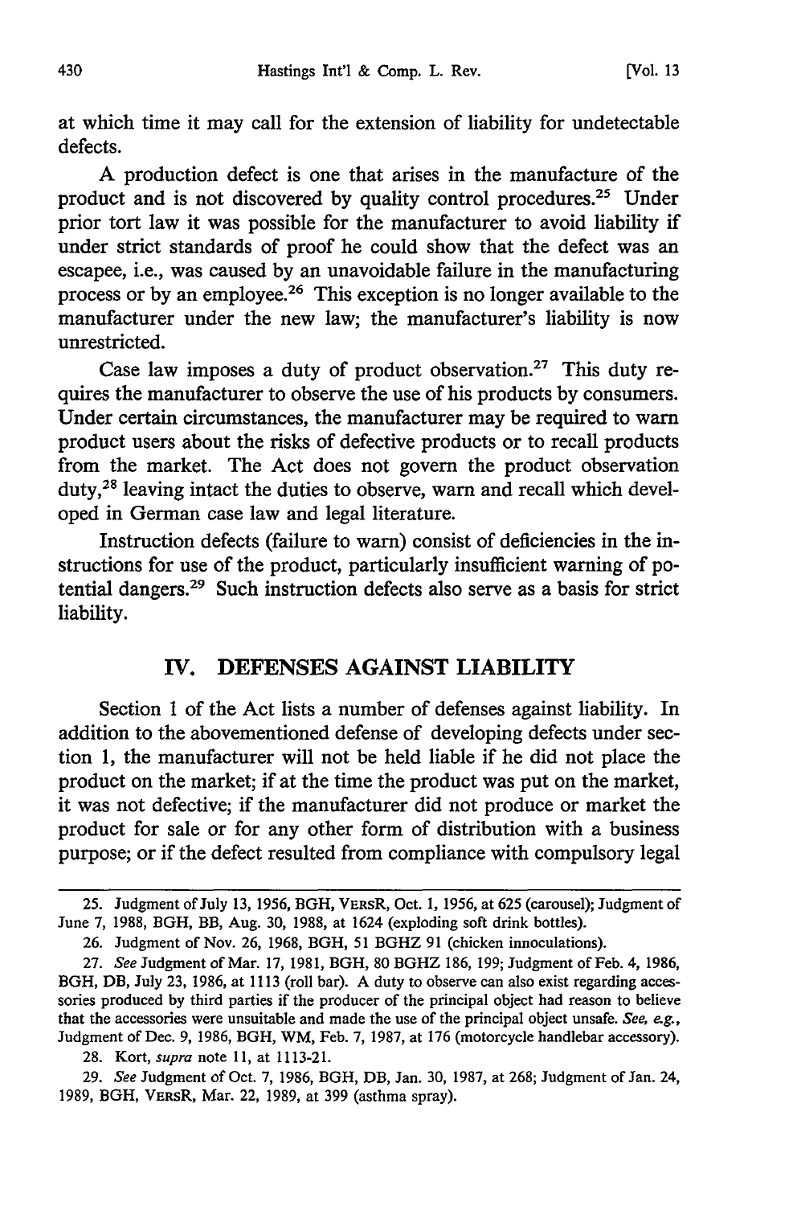at which time it may call for the extension of liability for undetectable defects.

A production defect is one that arises in the manufacture of the product and is not discovered by quality control procedures.[25] Under prior tort law it was possible for the manufacturer to avoid liability if under strict standards of proof he could show that the defect was an escapee, i.e., was caused by an unavoidable failure in the manufacturing process or by an employee.[26] This exception is no longer available to the manufacturer under the new law; the manufacturer's liability is now unrestricted.

Case law imposes a duty of product observation.[27] This duty requires the manufacturer to observe the use of his products by consumers. Under certain circumstances, the manufacturer may be required to warn product users about the risks of defective products or to recall products from the market. The Act does not govern the product observation duty,[28] leaving intact the duties to observe, warn and recall which developed in German case law and legal literature.

Instruction defects (failure to warn) consist of deficiencies in the instructions for use of the product, particularly insufficient warning of potential dangers.[29] Such instruction defects also serve as a basis for strict liability.

## IV. DEFENSES AGAINST LIABILITY

Section 1 of the Act lists a number of defenses against liability. In addition to the abovementioned defense of developing defects under section 1, the manufacturer will not be held liable if he did not place the product on the market; if at the time the product was put on the market, it was not defective; if the manufacturer did not produce or market the product for sale or for any other form of distribution with a business purpose; or if the defect resulted from compliance with compulsory legal

---

25. Judgment of July 13, 1956, BGH, VERSR, Oct. 1, 1956, at 625 (carousel); Judgment of June 7, 1988, BGH, BB, Aug. 30, 1988, at 1624 (exploding soft drink bottles).

26. Judgment of Nov. 26, 1968, BGH, 51 BGHZ 91 (chicken innoculations).

27. *See* Judgment of Mar. 17, 1981, BGH, 80 BGHZ 186, 199; Judgment of Feb. 4, 1986, BGH, DB, July 23, 1986, at 1113 (roll bar). A duty to observe can also exist regarding accessories produced by third parties if the producer of the principal object had reason to believe that the accessories were unsuitable and made the use of the principal object unsafe. *See, e.g.*, Judgment of Dec. 9, 1986, BGH, WM, Feb. 7, 1987, at 176 (motorcycle handlebar accessory).

28. Kort, *supra* note 11, at 1113-21.

29. *See* Judgment of Oct. 7, 1986, BGH, DB, Jan. 30, 1987, at 268; Judgment of Jan. 24, 1989, BGH, VERSR, Mar. 22, 1989, at 399 (asthma spray).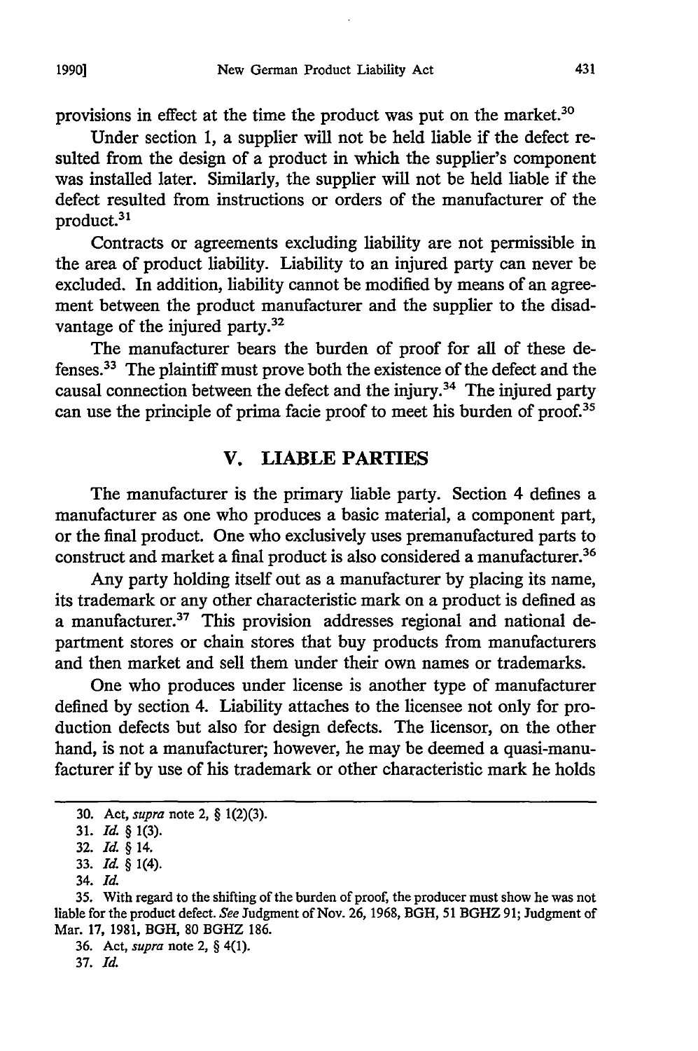provisions in effect at the time the product was put on the market.[30]

Under section 1, a supplier will not be held liable if the defect resulted from the design of a product in which the supplier's component was installed later. Similarly, the supplier will not be held liable if the defect resulted from instructions or orders of the manufacturer of the product.[31]

Contracts or agreements excluding liability are not permissible in the area of product liability. Liability to an injured party can never be excluded. In addition, liability cannot be modified by means of an agreement between the product manufacturer and the supplier to the disadvantage of the injured party.[32]

The manufacturer bears the burden of proof for all of these defenses.[33] The plaintiff must prove both the existence of the defect and the causal connection between the defect and the injury.[34] The injured party can use the principle of prima facie proof to meet his burden of proof.[35]

## V. LIABLE PARTIES

The manufacturer is the primary liable party. Section 4 defines a manufacturer as one who produces a basic material, a component part, or the final product. One who exclusively uses premanufactured parts to construct and market a final product is also considered a manufacturer.[36]

Any party holding itself out as a manufacturer by placing its name, its trademark or any other characteristic mark on a product is defined as a manufacturer.[37] This provision addresses regional and national department stores or chain stores that buy products from manufacturers and then market and sell them under their own names or trademarks.

One who produces under license is another type of manufacturer defined by section 4. Liability attaches to the licensee not only for production defects but also for design defects. The licensor, on the other hand, is not a manufacturer; however, he may be deemed a quasi-manufacturer if by use of his trademark or other characteristic mark he holds

---

30. Act, *supra* note 2, § 1(2)(3).

31. *Id.* § 1(3).

32. *Id.* § 14.

33. *Id.* § 1(4).

34. *Id.*

35. With regard to the shifting of the burden of proof, the producer must show he was not liable for the product defect. *See* Judgment of Nov. 26, 1968, BGH, 51 BGHZ 91; Judgment of Mar. 17, 1981, BGH, 80 BGHZ 186.

36. Act, *supra* note 2, § 4(1).

37. *Id.*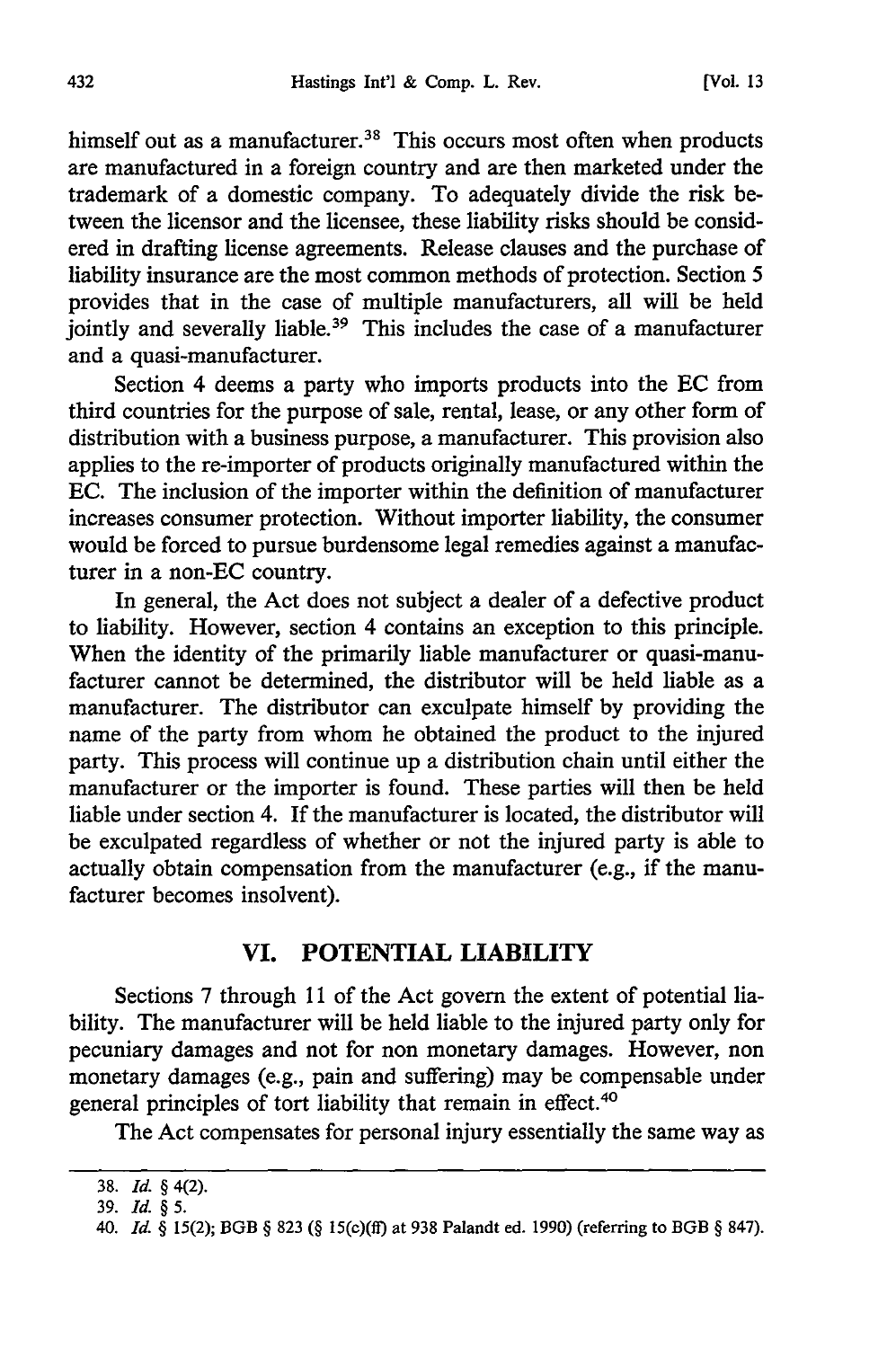himself out as a manufacturer.[38] This occurs most often when products are manufactured in a foreign country and are then marketed under the trademark of a domestic company. To adequately divide the risk between the licensor and the licensee, these liability risks should be considered in drafting license agreements. Release clauses and the purchase of liability insurance are the most common methods of protection. Section 5 provides that in the case of multiple manufacturers, all will be held jointly and severally liable.[39] This includes the case of a manufacturer and a quasi-manufacturer.

Section 4 deems a party who imports products into the EC from third countries for the purpose of sale, rental, lease, or any other form of distribution with a business purpose, a manufacturer. This provision also applies to the re-importer of products originally manufactured within the EC. The inclusion of the importer within the definition of manufacturer increases consumer protection. Without importer liability, the consumer would be forced to pursue burdensome legal remedies against a manufacturer in a non-EC country.

In general, the Act does not subject a dealer of a defective product to liability. However, section 4 contains an exception to this principle. When the identity of the primarily liable manufacturer or quasi-manufacturer cannot be determined, the distributor will be held liable as a manufacturer. The distributor can exculpate himself by providing the name of the party from whom he obtained the product to the injured party. This process will continue up a distribution chain until either the manufacturer or the importer is found. These parties will then be held liable under section 4. If the manufacturer is located, the distributor will be exculpated regardless of whether or not the injured party is able to actually obtain compensation from the manufacturer (e.g., if the manufacturer becomes insolvent).

## VI. POTENTIAL LIABILITY

Sections 7 through 11 of the Act govern the extent of potential liability. The manufacturer will be held liable to the injured party only for pecuniary damages and not for non monetary damages. However, non monetary damages (e.g., pain and suffering) may be compensable under general principles of tort liability that remain in effect.[40]

The Act compensates for personal injury essentially the same way as

---

38. *Id.* § 4(2).

39. *Id.* § 5.

40. *Id.* § 15(2); BGB § 823 (§ 15(c)(ff) at 938 Palandt ed. 1990) (referring to BGB § 847).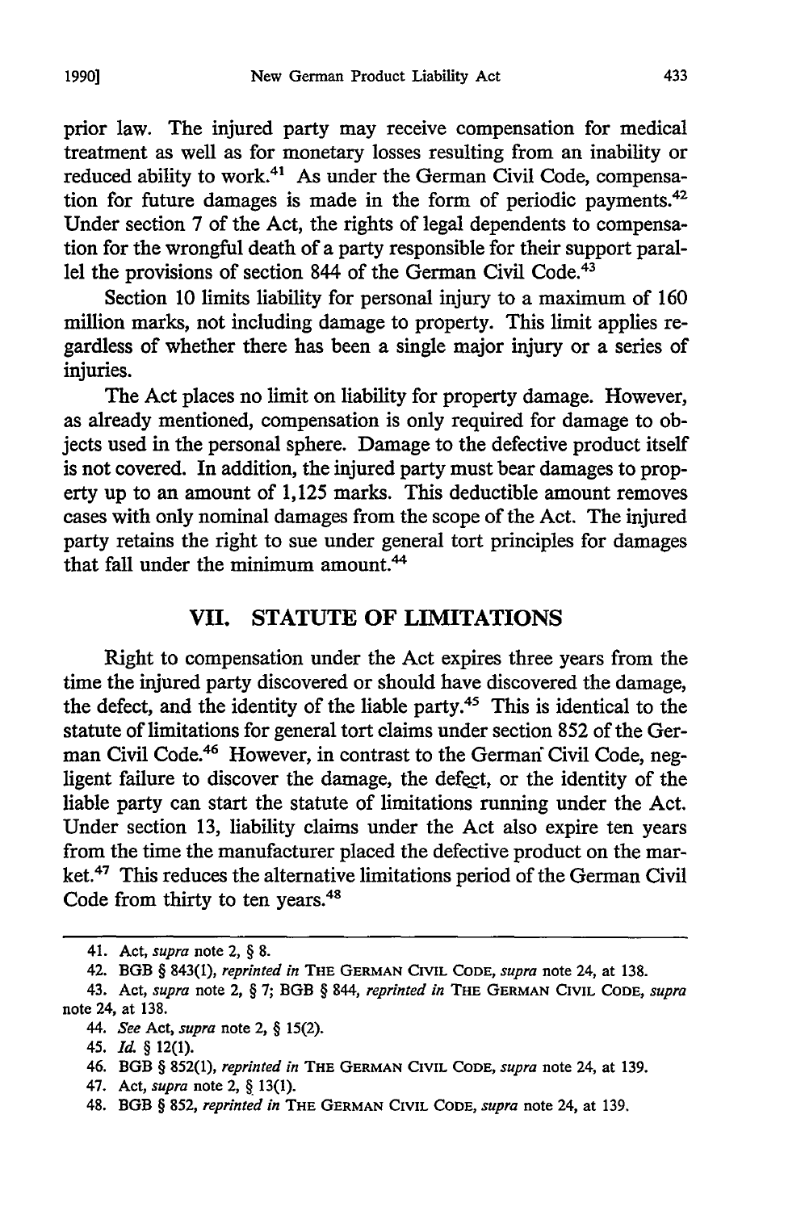prior law. The injured party may receive compensation for medical treatment as well as for monetary losses resulting from an inability or reduced ability to work.[41] As under the German Civil Code, compensation for future damages is made in the form of periodic payments.[42] Under section 7 of the Act, the rights of legal dependents to compensation for the wrongful death of a party responsible for their support parallel the provisions of section 844 of the German Civil Code.[43]

Section 10 limits liability for personal injury to a maximum of 160 million marks, not including damage to property. This limit applies regardless of whether there has been a single major injury or a series of injuries.

The Act places no limit on liability for property damage. However, as already mentioned, compensation is only required for damage to objects used in the personal sphere. Damage to the defective product itself is not covered. In addition, the injured party must bear damages to property up to an amount of 1,125 marks. This deductible amount removes cases with only nominal damages from the scope of the Act. The injured party retains the right to sue under general tort principles for damages that fall under the minimum amount.[44]

## VII. STATUTE OF LIMITATIONS

Right to compensation under the Act expires three years from the time the injured party discovered or should have discovered the damage, the defect, and the identity of the liable party.[45] This is identical to the statute of limitations for general tort claims under section 852 of the German Civil Code.[46] However, in contrast to the German Civil Code, negligent failure to discover the damage, the defect, or the identity of the liable party can start the statute of limitations running under the Act. Under section 13, liability claims under the Act also expire ten years from the time the manufacturer placed the defective product on the market.[47] This reduces the alternative limitations period of the German Civil Code from thirty to ten years.[48]

---

41. Act, *supra* note 2, § 8.

42. BGB § 843(1), *reprinted in* THE GERMAN CIVIL CODE, *supra* note 24, at 138.

43. Act, *supra* note 2, § 7; BGB § 844, *reprinted in* THE GERMAN CIVIL CODE, *supra* note 24, at 138.

44. *See* Act, *supra* note 2, § 15(2).

45. *Id.* § 12(1).

46. BGB § 852(1), *reprinted in* THE GERMAN CIVIL CODE, *supra* note 24, at 139.

47. Act, *supra* note 2, § 13(1).

48. BGB § 852, *reprinted in* THE GERMAN CIVIL CODE, *supra* note 24, at 139.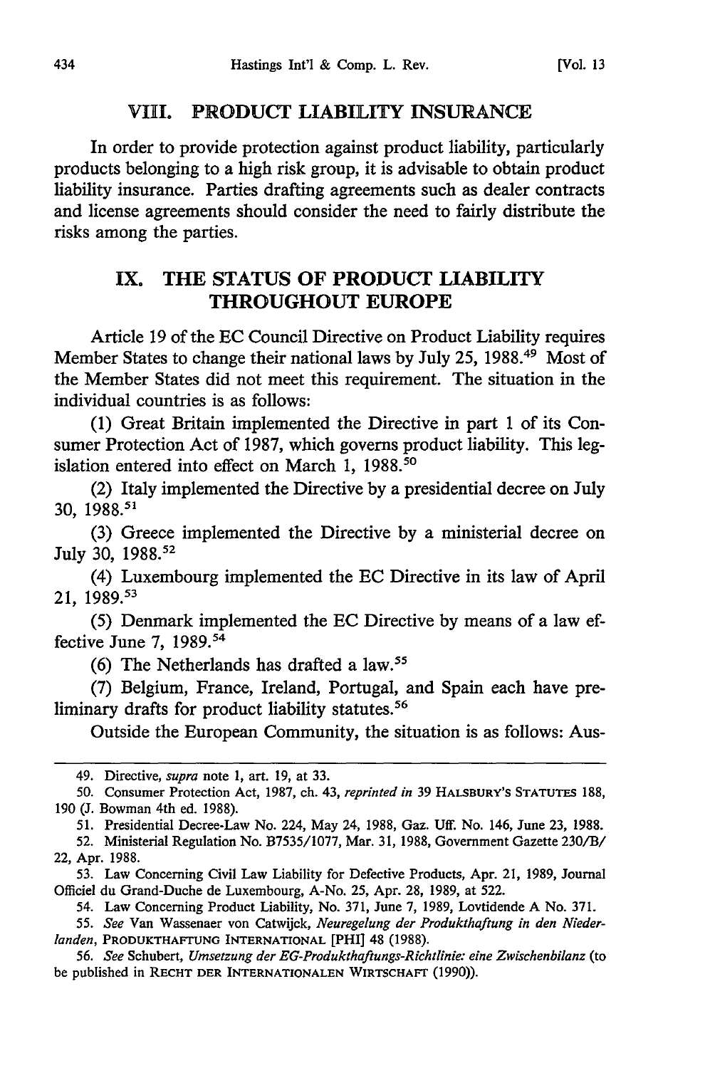## VIII. PRODUCT LIABILITY INSURANCE

In order to provide protection against product liability, particularly products belonging to a high risk group, it is advisable to obtain product liability insurance. Parties drafting agreements such as dealer contracts and license agreements should consider the need to fairly distribute the risks among the parties.

## IX. THE STATUS OF PRODUCT LIABILITY THROUGHOUT EUROPE

Article 19 of the EC Council Directive on Product Liability requires Member States to change their national laws by July 25, 1988.[49] Most of the Member States did not meet this requirement. The situation in the individual countries is as follows:

(1) Great Britain implemented the Directive in part 1 of its Consumer Protection Act of 1987, which governs product liability. This legislation entered into effect on March 1, 1988.[50]

(2) Italy implemented the Directive by a presidential decree on July 30, 1988.[51]

(3) Greece implemented the Directive by a ministerial decree on July 30, 1988.[52]

(4) Luxembourg implemented the EC Directive in its law of April 21, 1989.[53]

(5) Denmark implemented the EC Directive by means of a law effective June 7, 1989.[54]

(6) The Netherlands has drafted a law.[55]

(7) Belgium, France, Ireland, Portugal, and Spain each have preliminary drafts for product liability statutes.[56]

Outside the European Community, the situation is as follows: Aus-

---

49. Directive, *supra* note 1, art. 19, at 33.

50. Consumer Protection Act, 1987, ch. 43, *reprinted in* 39 HALSBURY'S STATUTES 188, 190 (J. Bowman 4th ed. 1988).

51. Presidential Decree-Law No. 224, May 24, 1988, Gaz. Uff. No. 146, June 23, 1988.

52. Ministerial Regulation No. B7535/1077, Mar. 31, 1988, Government Gazette 230/B/22, Apr. 1988.

53. Law Concerning Civil Law Liability for Defective Products, Apr. 21, 1989, Journal Officiel du Grand-Duche de Luxembourg, A-No. 25, Apr. 28, 1989, at 522.

54. Law Concerning Product Liability, No. 371, June 7, 1989, Lovtidende A No. 371.

55. *See* Van Wassenaer von Catwijck, *Neuregelung der Produkthaftung in den Niederlanden*, PRODUKTHAFTUNG INTERNATIONAL [PHI] 48 (1988).

56. *See* Schubert, *Umsetzung der EG-Produkthaftungs-Richtlinie: eine Zwischenbilanz* (to be published in RECHT DER INTERNATIONALEN WIRTSCHAFT (1990)).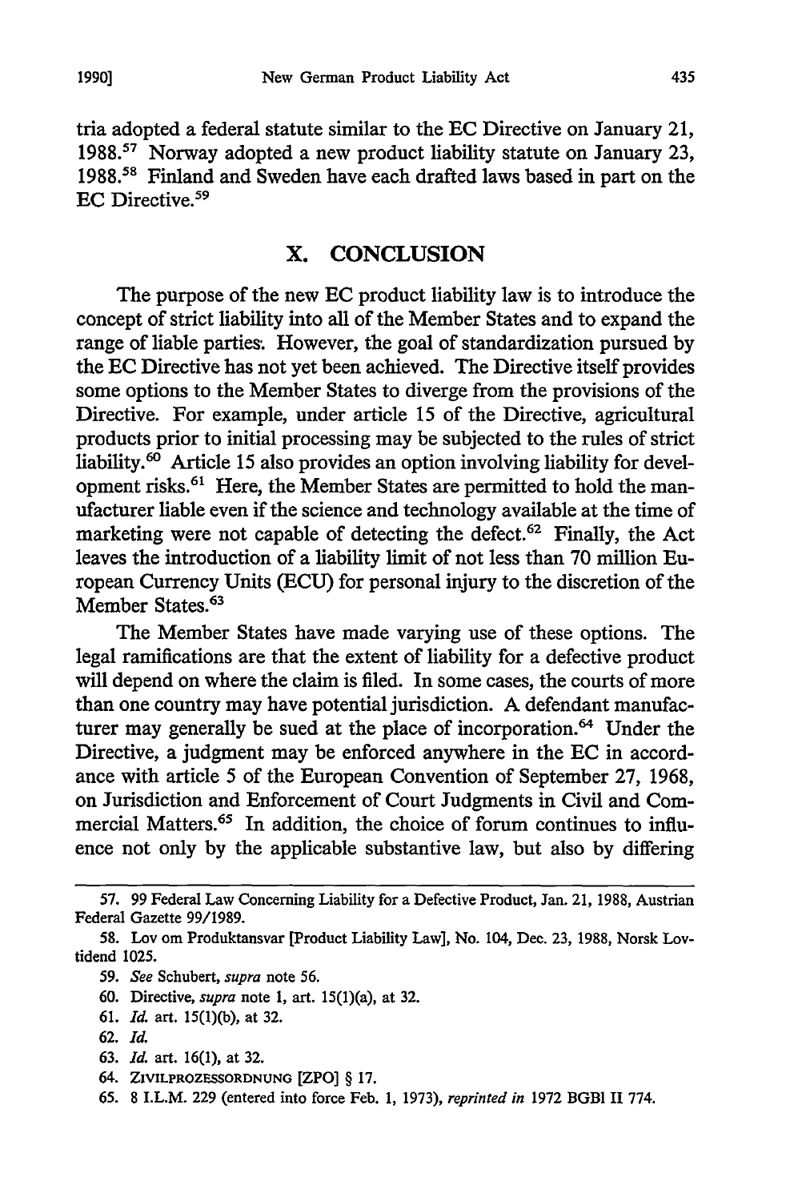tria adopted a federal statute similar to the EC Directive on January 21, 1988.[57] Norway adopted a new product liability statute on January 23, 1988.[58] Finland and Sweden have each drafted laws based in part on the EC Directive.[59]

## X. CONCLUSION

The purpose of the new EC product liability law is to introduce the concept of strict liability into all of the Member States and to expand the range of liable parties. However, the goal of standardization pursued by the EC Directive has not yet been achieved. The Directive itself provides some options to the Member States to diverge from the provisions of the Directive. For example, under article 15 of the Directive, agricultural products prior to initial processing may be subjected to the rules of strict liability.[60] Article 15 also provides an option involving liability for development risks.[61] Here, the Member States are permitted to hold the manufacturer liable even if the science and technology available at the time of marketing were not capable of detecting the defect.[62] Finally, the Act leaves the introduction of a liability limit of not less than 70 million European Currency Units (ECU) for personal injury to the discretion of the Member States.[63]

The Member States have made varying use of these options. The legal ramifications are that the extent of liability for a defective product will depend on where the claim is filed. In some cases, the courts of more than one country may have potential jurisdiction. A defendant manufacturer may generally be sued at the place of incorporation.[64] Under the Directive, a judgment may be enforced anywhere in the EC in accordance with article 5 of the European Convention of September 27, 1968, on Jurisdiction and Enforcement of Court Judgments in Civil and Commercial Matters.[65] In addition, the choice of forum continues to influence not only by the applicable substantive law, but also by differing

---

57. 99 Federal Law Concerning Liability for a Defective Product, Jan. 21, 1988, Austrian Federal Gazette 99/1989.

58. Lov om Produktansvar [Product Liability Law], No. 104, Dec. 23, 1988, Norsk Lovtidend 1025.

59. *See* Schubert, *supra* note 56.

60. Directive, *supra* note 1, art. 15(1)(a), at 32.

61. *Id.* art. 15(1)(b), at 32.

62. *Id.*

63. *Id.* art. 16(1), at 32.

64. ZIVILPROZESSORDNUNG [ZPO] § 17.

65. 8 I.L.M. 229 (entered into force Feb. 1, 1973), *reprinted in* 1972 BGBl II 774.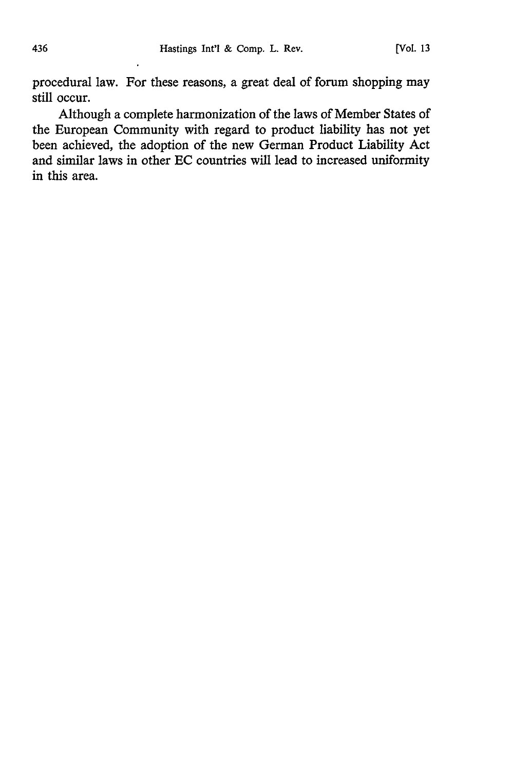procedural law. For these reasons, a great deal of forum shopping may still occur.

Although a complete harmonization of the laws of Member States of the European Community with regard to product liability has not yet been achieved, the adoption of the new German Product Liability Act and similar laws in other EC countries will lead to increased uniformity in this area.